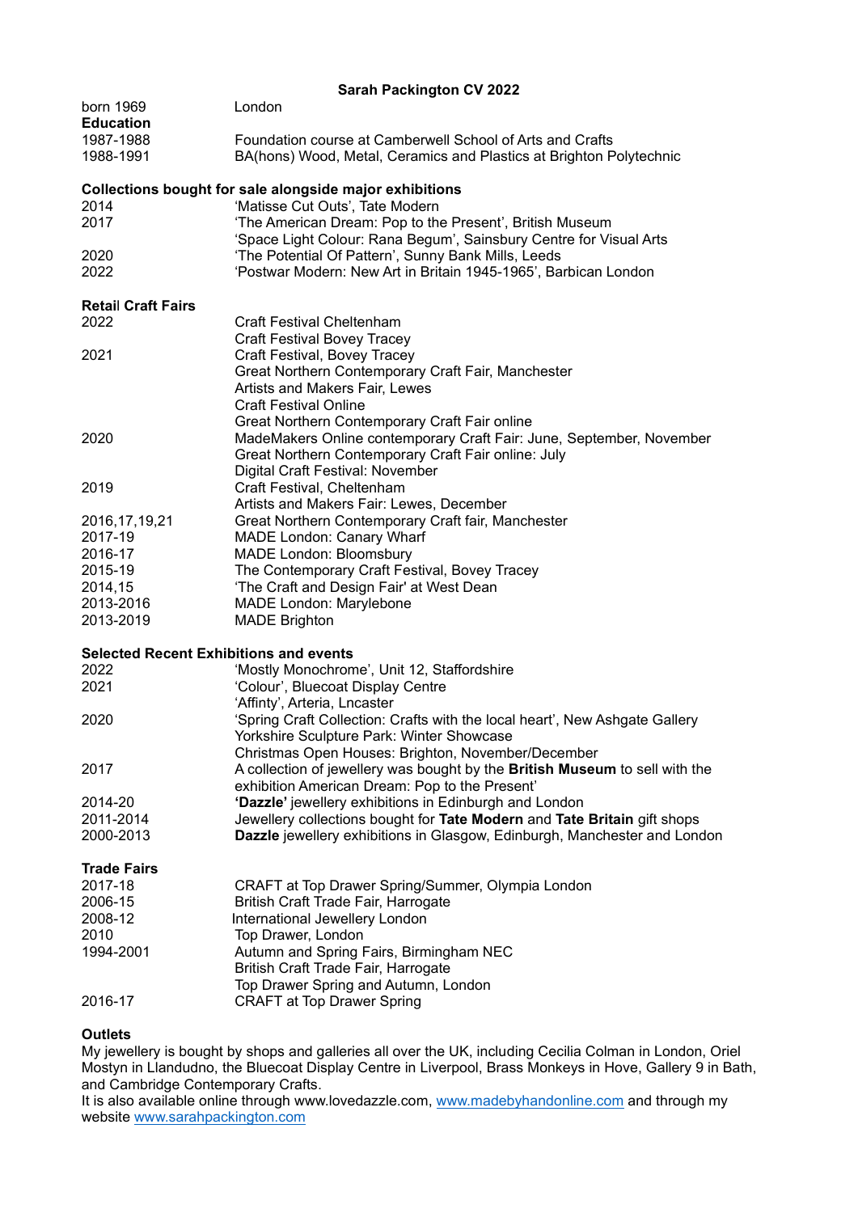# Sarah Packington CV 2022

| | |
|---|---|
| born 1969 | London |

**Education**

| | |
|---|---|
| 1987-1988 | Foundation course at Camberwell School of Arts and Crafts |
| 1988-1991 | BA(hons) Wood, Metal, Ceramics and Plastics at Brighton Polytechnic |

**Collections bought for sale alongside major exhibitions**

| | |
|---|---|
| 2014 | 'Matisse Cut Outs', Tate Modern |
| 2017 | 'The American Dream: Pop to the Present', British Museum |
| | 'Space Light Colour: Rana Begum', Sainsbury Centre for Visual Arts |
| 2020 | 'The Potential Of Pattern', Sunny Bank Mills, Leeds |
| 2022 | 'Postwar Modern: New Art in Britain 1945-1965', Barbican London |

**Retail Craft Fairs**

| | |
|---|---|
| 2022 | Craft Festival Cheltenham |
| | Craft Festival Bovey Tracey |
| 2021 | Craft Festival, Bovey Tracey |
| | Great Northern Contemporary Craft Fair, Manchester |
| | Artists and Makers Fair, Lewes |
| | Craft Festival Online |
| | Great Northern Contemporary Craft Fair online |
| 2020 | MadeMakers Online contemporary Craft Fair: June, September, November |
| | Great Northern Contemporary Craft Fair online: July |
| | Digital Craft Festival: November |
| 2019 | Craft Festival, Cheltenham |
| | Artists and Makers Fair: Lewes, December |
| 2016,17,19,21 | Great Northern Contemporary Craft fair, Manchester |
| 2017-19 | MADE London: Canary Wharf |
| 2016-17 | MADE London: Bloomsbury |
| 2015-19 | The Contemporary Craft Festival, Bovey Tracey |
| 2014,15 | 'The Craft and Design Fair' at West Dean |
| 2013-2016 | MADE London: Marylebone |
| 2013-2019 | MADE Brighton |

**Selected Recent Exhibitions and events**

| | |
|---|---|
| 2022 | 'Mostly Monochrome', Unit 12, Staffordshire |
| 2021 | 'Colour', Bluecoat Display Centre |
| | 'Affinty', Arteria, Lncaster |
| 2020 | 'Spring Craft Collection: Crafts with the local heart', New Ashgate Gallery |
| | Yorkshire Sculpture Park: Winter Showcase |
| | Christmas Open Houses: Brighton, November/December |
| 2017 | A collection of jewellery was bought by the **British Museum** to sell with the exhibition American Dream: Pop to the Present' |
| 2014-20 | **'Dazzle'** jewellery exhibitions in Edinburgh and London |
| 2011-2014 | Jewellery collections bought for **Tate Modern** and **Tate Britain** gift shops |
| 2000-2013 | **Dazzle** jewellery exhibitions in Glasgow, Edinburgh, Manchester and London |

**Trade Fairs**

| | |
|---|---|
| 2017-18 | CRAFT at Top Drawer Spring/Summer, Olympia London |
| 2006-15 | British Craft Trade Fair, Harrogate |
| 2008-12 | International Jewellery London |
| 2010 | Top Drawer, London |
| 1994-2001 | Autumn and Spring Fairs, Birmingham NEC |
| | British Craft Trade Fair, Harrogate |
| | Top Drawer Spring and Autumn, London |
| 2016-17 | CRAFT at Top Drawer Spring |

**Outlets**

My jewellery is bought by shops and galleries all over the UK, including Cecilia Colman in London, Oriel Mostyn in Llandudno, the Bluecoat Display Centre in Liverpool, Brass Monkeys in Hove, Gallery 9 in Bath, and Cambridge Contemporary Crafts.

It is also available online through www.lovedazzle.com, www.madebyhandonline.com and through my website www.sarahpackington.com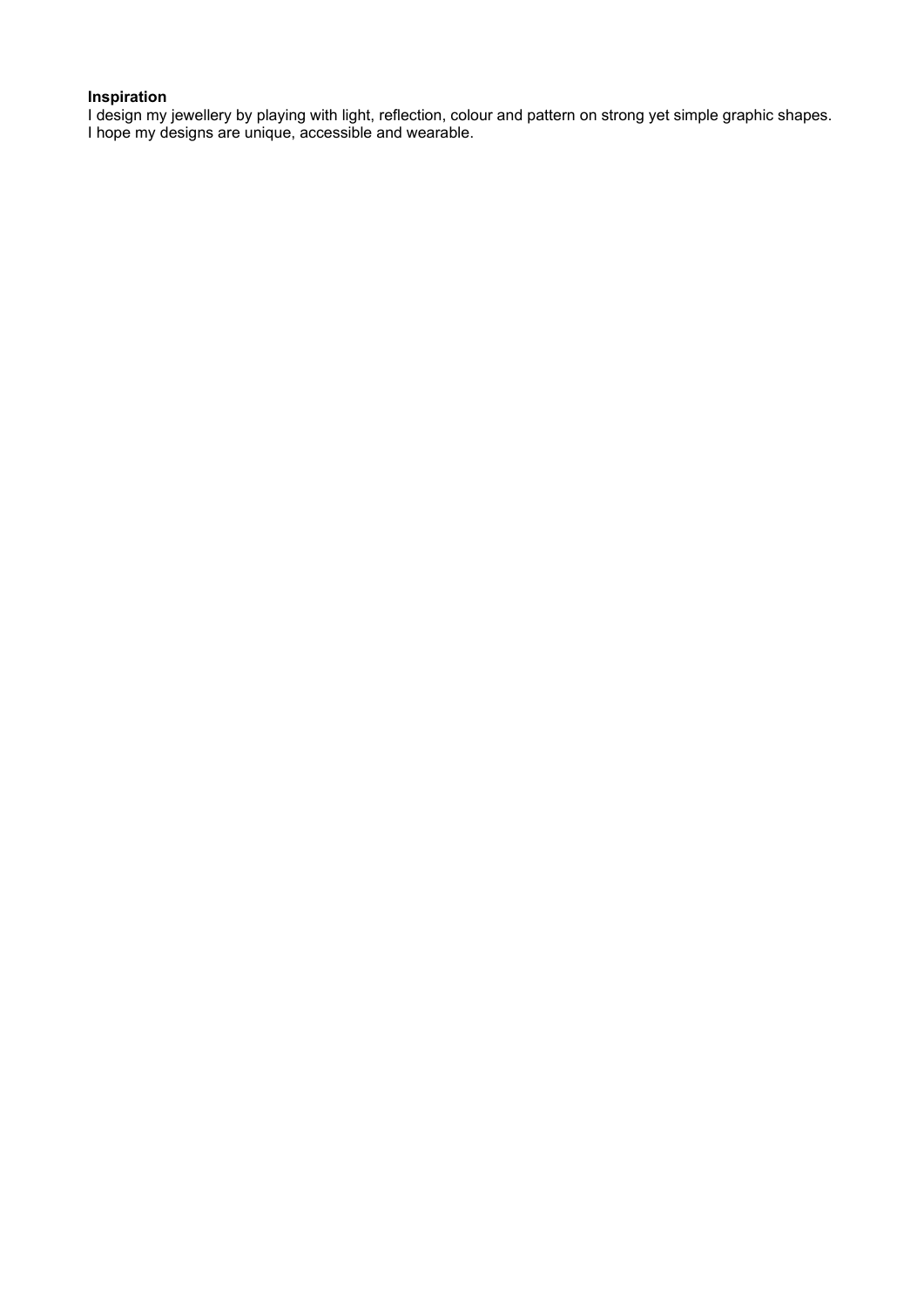**Inspiration**

I design my jewellery by playing with light, reflection, colour and pattern on strong yet simple graphic shapes. I hope my designs are unique, accessible and wearable.